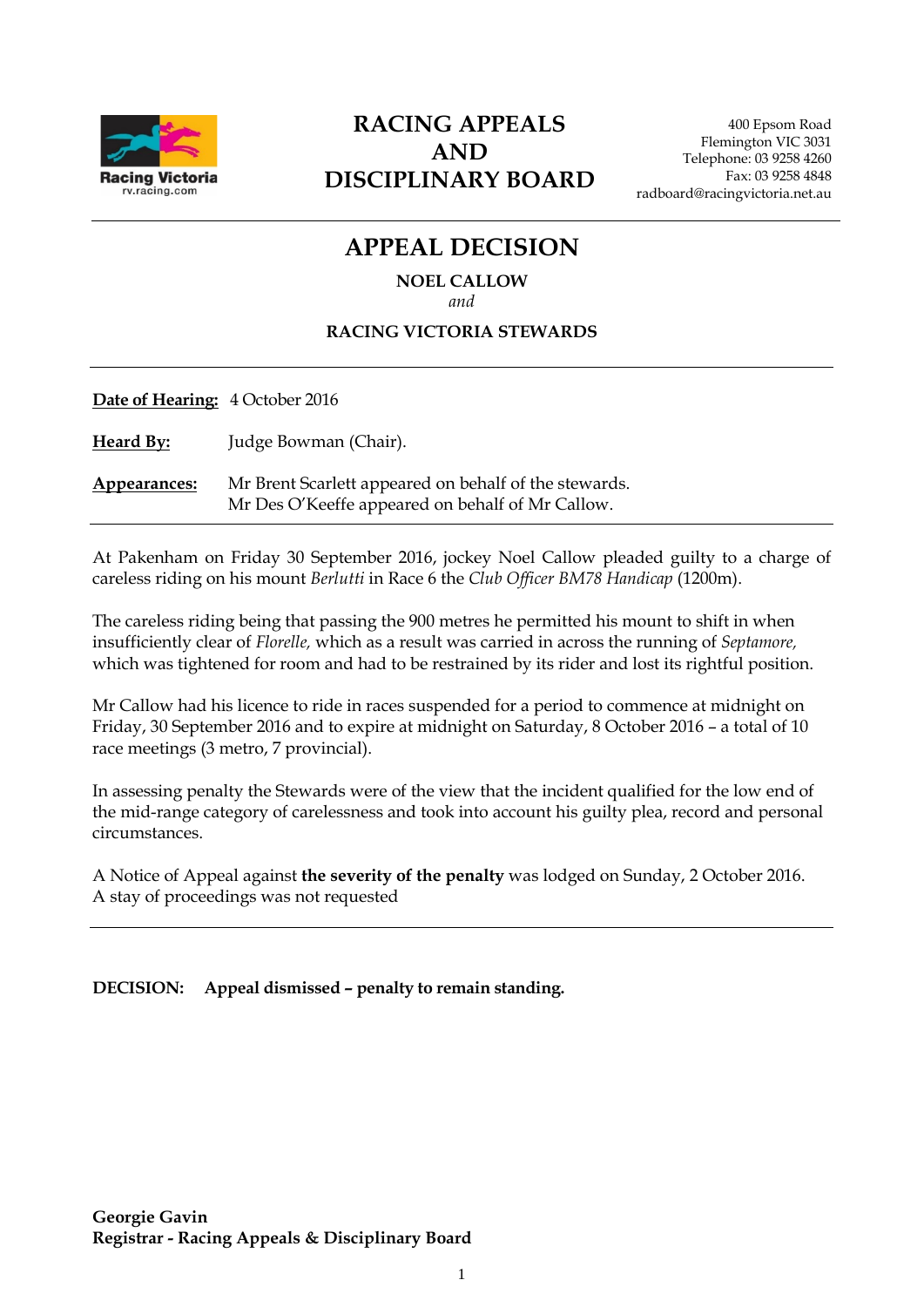Racing Victoria
rv.racing.com

# RACING APPEALS AND DISCIPLINARY BOARD

400 Epsom Road
Flemington VIC 3031
Telephone: 03 9258 4260
Fax: 03 9258 4848
radboard@racingvictoria.net.au

## APPEAL DECISION

**NOEL CALLOW**
*and*
**RACING VICTORIA STEWARDS**

**Date of Hearing:** 4 October 2016

**Heard By:** Judge Bowman (Chair).

**Appearances:** Mr Brent Scarlett appeared on behalf of the stewards.
Mr Des O'Keeffe appeared on behalf of Mr Callow.

At Pakenham on Friday 30 September 2016, jockey Noel Callow pleaded guilty to a charge of careless riding on his mount *Berlutti* in Race 6 the *Club Officer BM78 Handicap* (1200m).

The careless riding being that passing the 900 metres he permitted his mount to shift in when insufficiently clear of *Florelle,* which as a result was carried in across the running of *Septamore,* which was tightened for room and had to be restrained by its rider and lost its rightful position.

Mr Callow had his licence to ride in races suspended for a period to commence at midnight on Friday, 30 September 2016 and to expire at midnight on Saturday, 8 October 2016 – a total of 10 race meetings (3 metro, 7 provincial).

In assessing penalty the Stewards were of the view that the incident qualified for the low end of the mid-range category of carelessness and took into account his guilty plea, record and personal circumstances.

A Notice of Appeal against **the severity of the penalty** was lodged on Sunday, 2 October 2016. A stay of proceedings was not requested

**DECISION: Appeal dismissed – penalty to remain standing.**

**Georgie Gavin**
**Registrar - Racing Appeals & Disciplinary Board**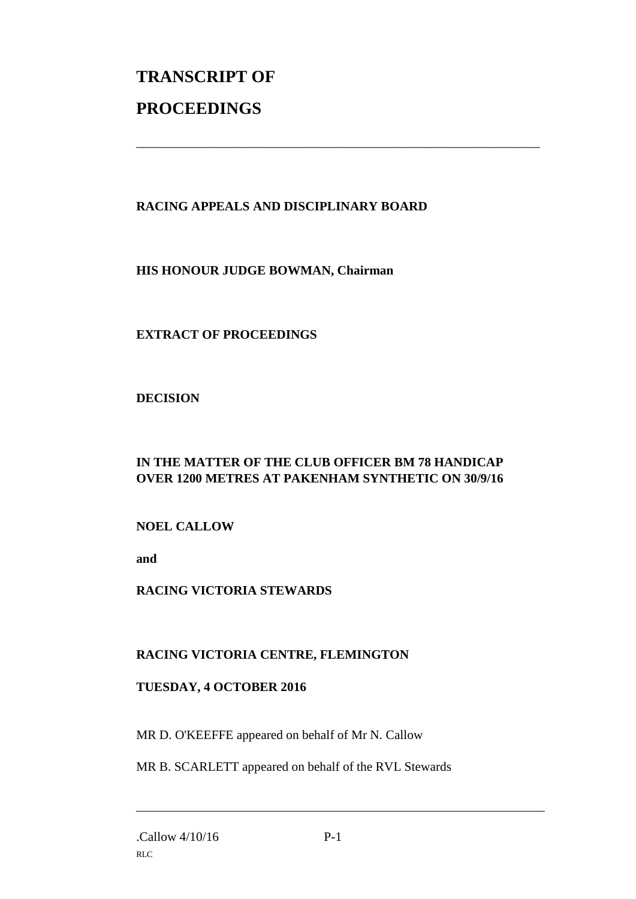# TRANSCRIPT OF

# PROCEEDINGS

---

**RACING APPEALS AND DISCIPLINARY BOARD**

**HIS HONOUR JUDGE BOWMAN, Chairman**

**EXTRACT OF PROCEEDINGS**

**DECISION**

**IN THE MATTER OF THE CLUB OFFICER BM 78 HANDICAP OVER 1200 METRES AT PAKENHAM SYNTHETIC ON 30/9/16**

**NOEL CALLOW**

**and**

**RACING VICTORIA STEWARDS**

**RACING VICTORIA CENTRE, FLEMINGTON**

**TUESDAY, 4 OCTOBER 2016**

MR D. O'KEEFFE appeared on behalf of Mr N. Callow

MR B. SCARLETT appeared on behalf of the RVL Stewards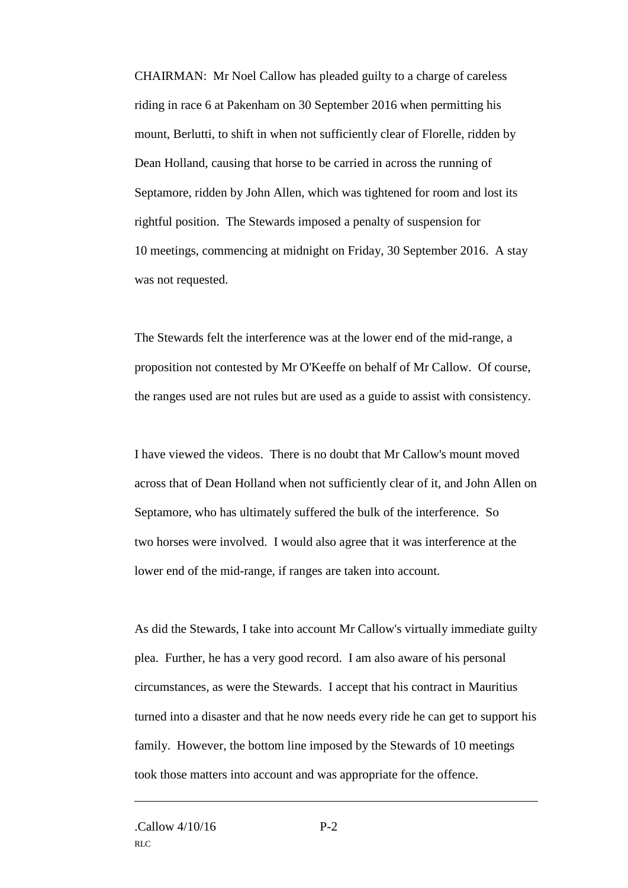CHAIRMAN: Mr Noel Callow has pleaded guilty to a charge of careless riding in race 6 at Pakenham on 30 September 2016 when permitting his mount, Berlutti, to shift in when not sufficiently clear of Florelle, ridden by Dean Holland, causing that horse to be carried in across the running of Septamore, ridden by John Allen, which was tightened for room and lost its rightful position. The Stewards imposed a penalty of suspension for 10 meetings, commencing at midnight on Friday, 30 September 2016. A stay was not requested.

The Stewards felt the interference was at the lower end of the mid-range, a proposition not contested by Mr O'Keeffe on behalf of Mr Callow. Of course, the ranges used are not rules but are used as a guide to assist with consistency.

I have viewed the videos. There is no doubt that Mr Callow's mount moved across that of Dean Holland when not sufficiently clear of it, and John Allen on Septamore, who has ultimately suffered the bulk of the interference. So two horses were involved. I would also agree that it was interference at the lower end of the mid-range, if ranges are taken into account.

As did the Stewards, I take into account Mr Callow's virtually immediate guilty plea. Further, he has a very good record. I am also aware of his personal circumstances, as were the Stewards. I accept that his contract in Mauritius turned into a disaster and that he now needs every ride he can get to support his family. However, the bottom line imposed by the Stewards of 10 meetings took those matters into account and was appropriate for the offence.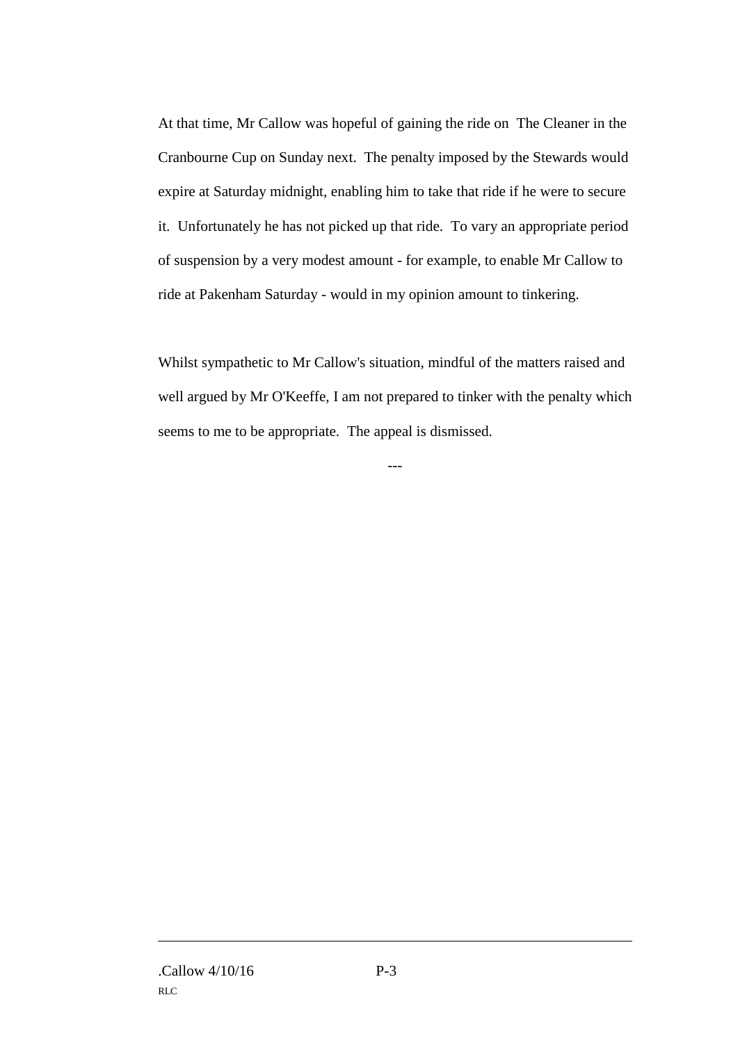At that time, Mr Callow was hopeful of gaining the ride on The Cleaner in the Cranbourne Cup on Sunday next. The penalty imposed by the Stewards would expire at Saturday midnight, enabling him to take that ride if he were to secure it. Unfortunately he has not picked up that ride. To vary an appropriate period of suspension by a very modest amount - for example, to enable Mr Callow to ride at Pakenham Saturday - would in my opinion amount to tinkering.

Whilst sympathetic to Mr Callow's situation, mindful of the matters raised and well argued by Mr O'Keeffe, I am not prepared to tinker with the penalty which seems to me to be appropriate. The appeal is dismissed.

---